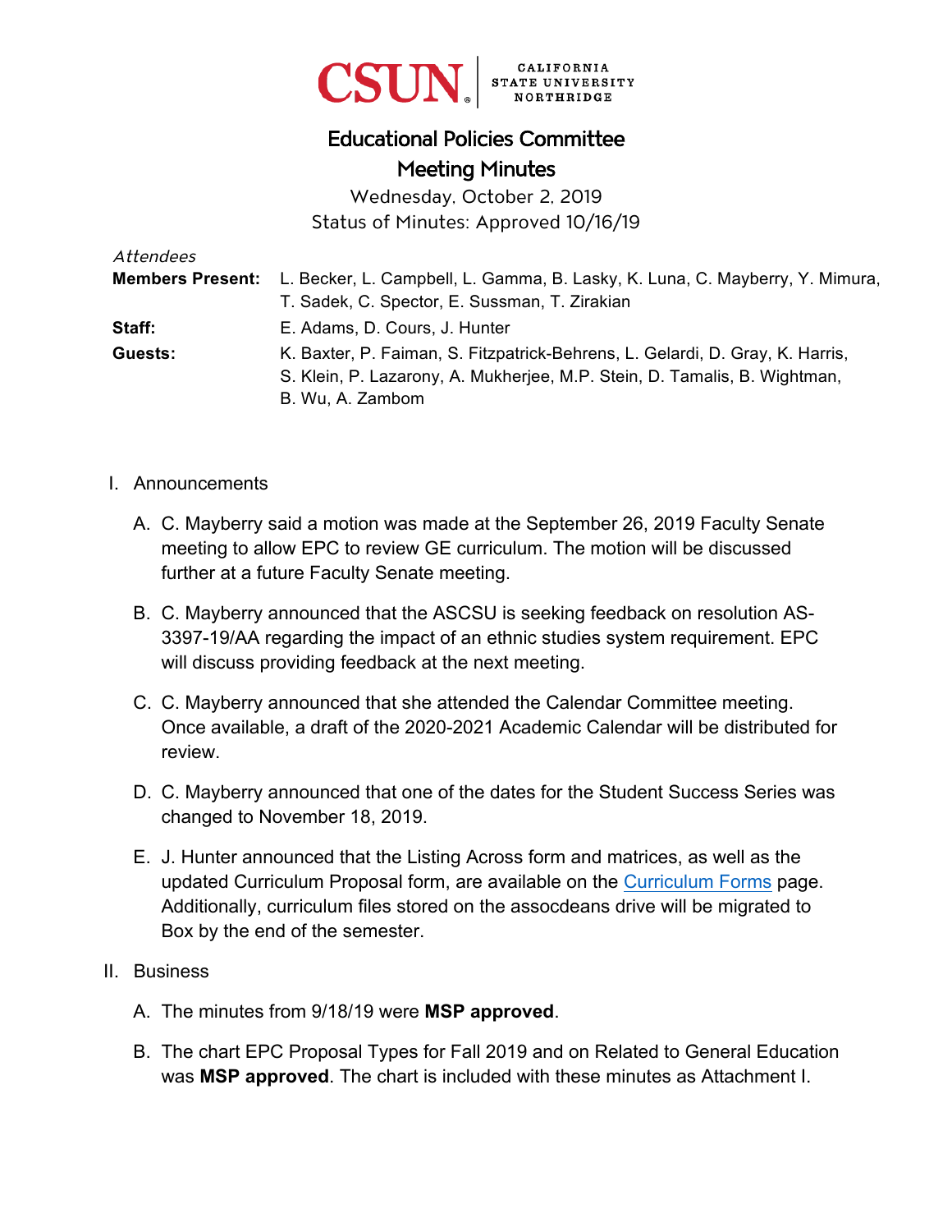CSUN CALIFORNIA STATE UNIVERSITY NORTHRIDGE

# Educational Policies Committee
## Meeting Minutes

Wednesday, October 2, 2019
Status of Minutes: Approved 10/16/19

*Attendees*

**Members Present:** L. Becker, L. Campbell, L. Gamma, B. Lasky, K. Luna, C. Mayberry, Y. Mimura, T. Sadek, C. Spector, E. Sussman, T. Zirakian

**Staff:** E. Adams, D. Cours, J. Hunter

**Guests:** K. Baxter, P. Faiman, S. Fitzpatrick-Behrens, L. Gelardi, D. Gray, K. Harris, S. Klein, P. Lazarony, A. Mukherjee, M.P. Stein, D. Tamalis, B. Wightman, B. Wu, A. Zambom

I. Announcements

   A. C. Mayberry said a motion was made at the September 26, 2019 Faculty Senate meeting to allow EPC to review GE curriculum. The motion will be discussed further at a future Faculty Senate meeting.

   B. C. Mayberry announced that the ASCSU is seeking feedback on resolution AS-3397-19/AA regarding the impact of an ethnic studies system requirement. EPC will discuss providing feedback at the next meeting.

   C. C. Mayberry announced that she attended the Calendar Committee meeting. Once available, a draft of the 2020-2021 Academic Calendar will be distributed for review.

   D. C. Mayberry announced that one of the dates for the Student Success Series was changed to November 18, 2019.

   E. J. Hunter announced that the Listing Across form and matrices, as well as the updated Curriculum Proposal form, are available on the Curriculum Forms page. Additionally, curriculum files stored on the assocdeans drive will be migrated to Box by the end of the semester.

II. Business

   A. The minutes from 9/18/19 were **MSP approved**.

   B. The chart EPC Proposal Types for Fall 2019 and on Related to General Education was **MSP approved**. The chart is included with these minutes as Attachment I.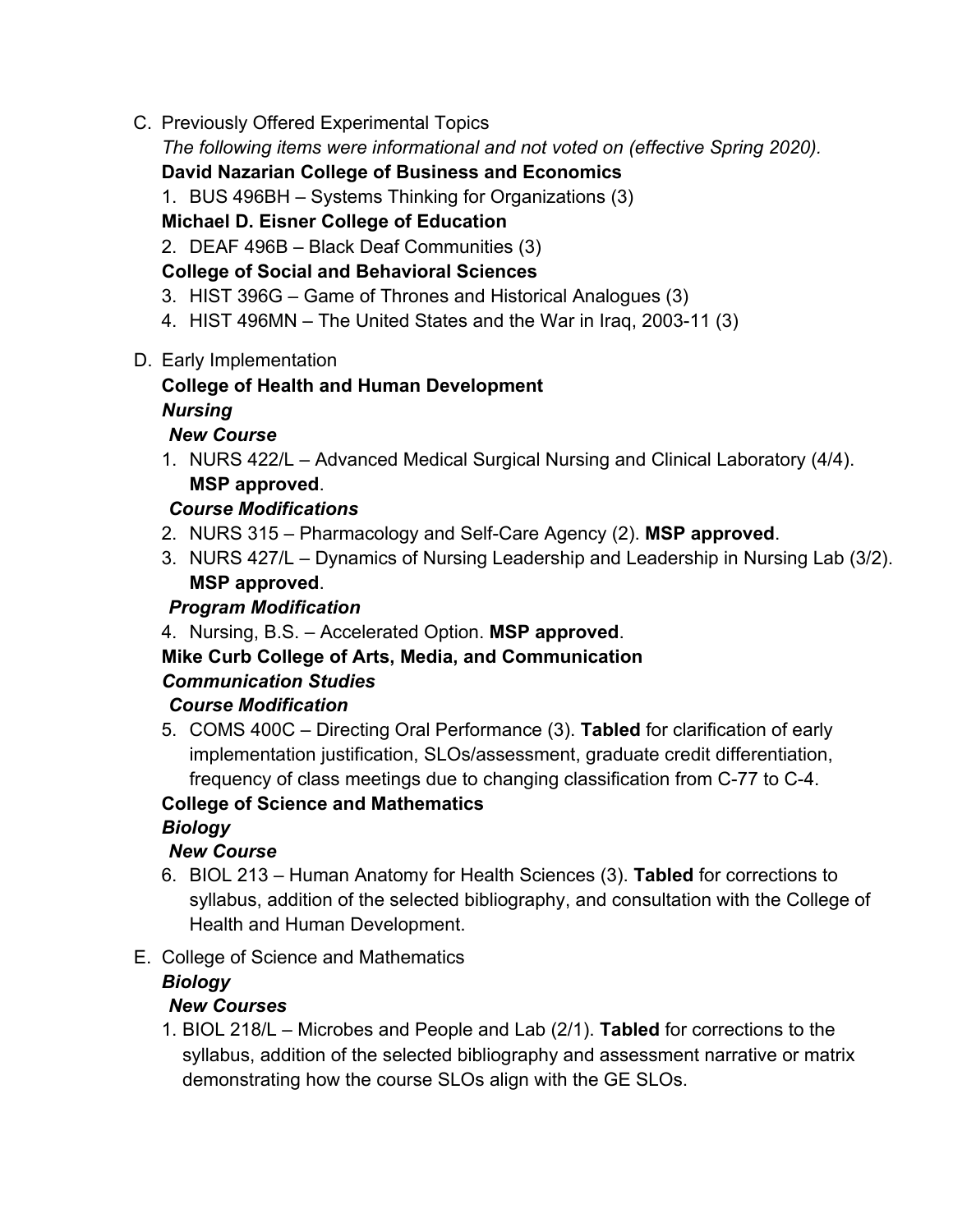C. Previously Offered Experimental Topics

*The following items were informational and not voted on (effective Spring 2020).*

**David Nazarian College of Business and Economics**

1. BUS 496BH – Systems Thinking for Organizations (3)

**Michael D. Eisner College of Education**

2. DEAF 496B – Black Deaf Communities (3)

**College of Social and Behavioral Sciences**

3. HIST 396G – Game of Thrones and Historical Analogues (3)
4. HIST 496MN – The United States and the War in Iraq, 2003-11 (3)

D. Early Implementation

**College of Health and Human Development**

***Nursing***

***New Course***

1. NURS 422/L – Advanced Medical Surgical Nursing and Clinical Laboratory (4/4). **MSP approved**.

***Course Modifications***

2. NURS 315 – Pharmacology and Self-Care Agency (2). **MSP approved**.
3. NURS 427/L – Dynamics of Nursing Leadership and Leadership in Nursing Lab (3/2). **MSP approved**.

***Program Modification***

4. Nursing, B.S. – Accelerated Option. **MSP approved**.

**Mike Curb College of Arts, Media, and Communication**

***Communication Studies***

***Course Modification***

5. COMS 400C – Directing Oral Performance (3). **Tabled** for clarification of early implementation justification, SLOs/assessment, graduate credit differentiation, frequency of class meetings due to changing classification from C-77 to C-4.

**College of Science and Mathematics**

***Biology***

***New Course***

6. BIOL 213 – Human Anatomy for Health Sciences (3). **Tabled** for corrections to syllabus, addition of the selected bibliography, and consultation with the College of Health and Human Development.

E. College of Science and Mathematics

***Biology***

***New Courses***

1. BIOL 218/L – Microbes and People and Lab (2/1). **Tabled** for corrections to the syllabus, addition of the selected bibliography and assessment narrative or matrix demonstrating how the course SLOs align with the GE SLOs.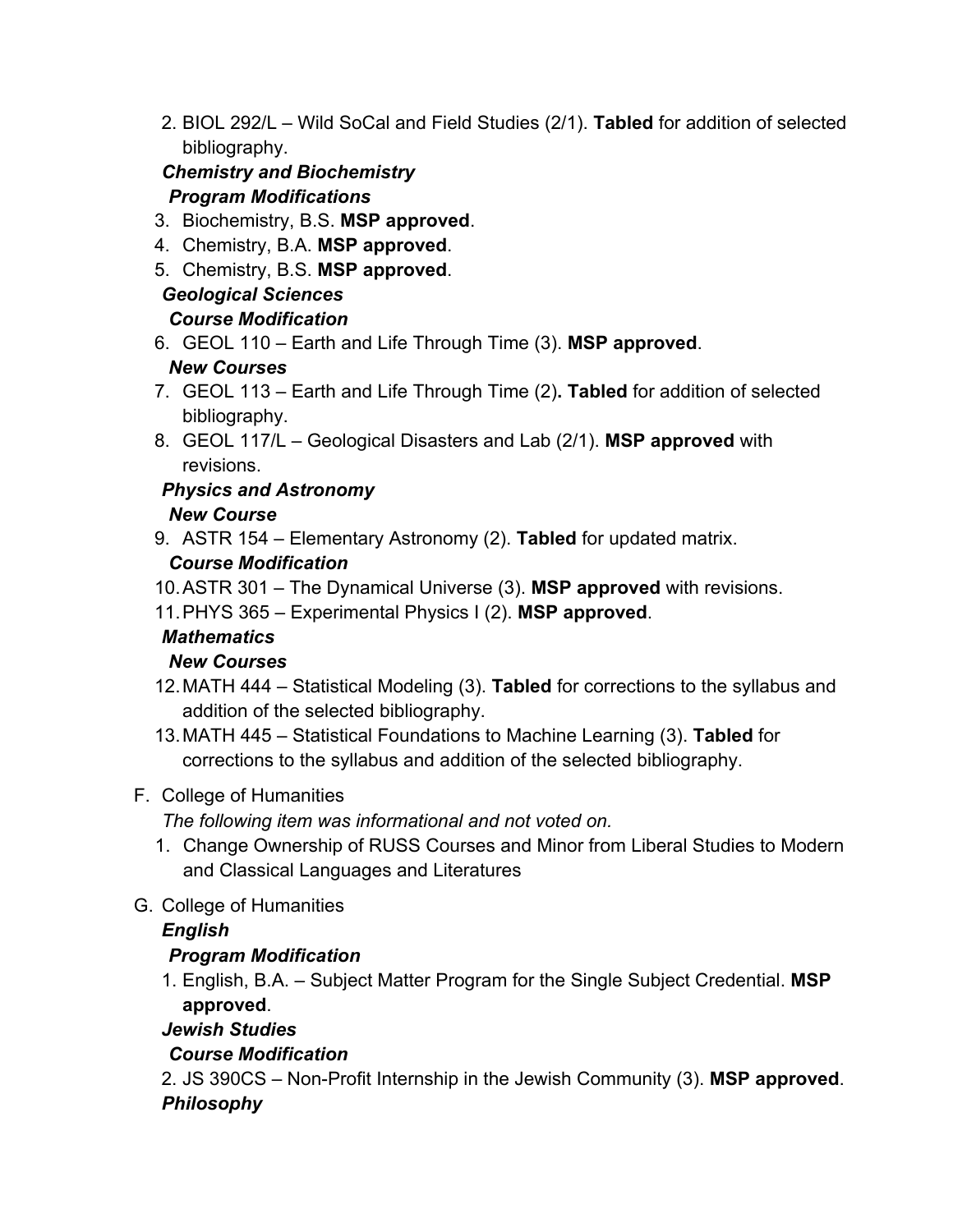2. BIOL 292/L – Wild SoCal and Field Studies (2/1). **Tabled** for addition of selected bibliography.

***Chemistry and Biochemistry***

***Program Modifications***

3. Biochemistry, B.S. **MSP approved**.
4. Chemistry, B.A. **MSP approved**.
5. Chemistry, B.S. **MSP approved**.

***Geological Sciences***

***Course Modification***

6. GEOL 110 – Earth and Life Through Time (3). **MSP approved**.

***New Courses***

7. GEOL 113 – Earth and Life Through Time (2)**. Tabled** for addition of selected bibliography.
8. GEOL 117/L – Geological Disasters and Lab (2/1). **MSP approved** with revisions.

***Physics and Astronomy***

***New Course***

9. ASTR 154 – Elementary Astronomy (2). **Tabled** for updated matrix.

***Course Modification***

10. ASTR 301 – The Dynamical Universe (3). **MSP approved** with revisions.
11. PHYS 365 – Experimental Physics I (2). **MSP approved**.

***Mathematics***

***New Courses***

12. MATH 444 – Statistical Modeling (3). **Tabled** for corrections to the syllabus and addition of the selected bibliography.
13. MATH 445 – Statistical Foundations to Machine Learning (3). **Tabled** for corrections to the syllabus and addition of the selected bibliography.

F. College of Humanities

*The following item was informational and not voted on.*

1. Change Ownership of RUSS Courses and Minor from Liberal Studies to Modern and Classical Languages and Literatures

G. College of Humanities

***English***

***Program Modification***

1. English, B.A. – Subject Matter Program for the Single Subject Credential. **MSP approved**.

***Jewish Studies***

***Course Modification***

2. JS 390CS – Non-Profit Internship in the Jewish Community (3). **MSP approved**.

***Philosophy***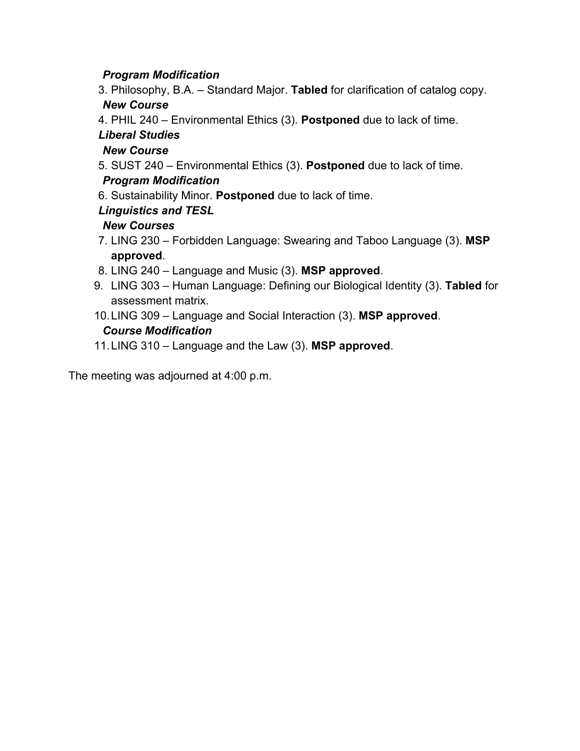*Program Modification*

3. Philosophy, B.A. – Standard Major. **Tabled** for clarification of catalog copy.

*New Course*

4. PHIL 240 – Environmental Ethics (3). **Postponed** due to lack of time.

***Liberal Studies***

*New Course*

5. SUST 240 – Environmental Ethics (3). **Postponed** due to lack of time.

*Program Modification*

6. Sustainability Minor. **Postponed** due to lack of time.

***Linguistics and TESL***

*New Courses*

7. LING 230 – Forbidden Language: Swearing and Taboo Language (3). **MSP approved**.
8. LING 240 – Language and Music (3). **MSP approved**.
9. LING 303 – Human Language: Defining our Biological Identity (3). **Tabled** for assessment matrix.
10. LING 309 – Language and Social Interaction (3). **MSP approved**.

*Course Modification*

11. LING 310 – Language and the Law (3). **MSP approved**.

The meeting was adjourned at 4:00 p.m.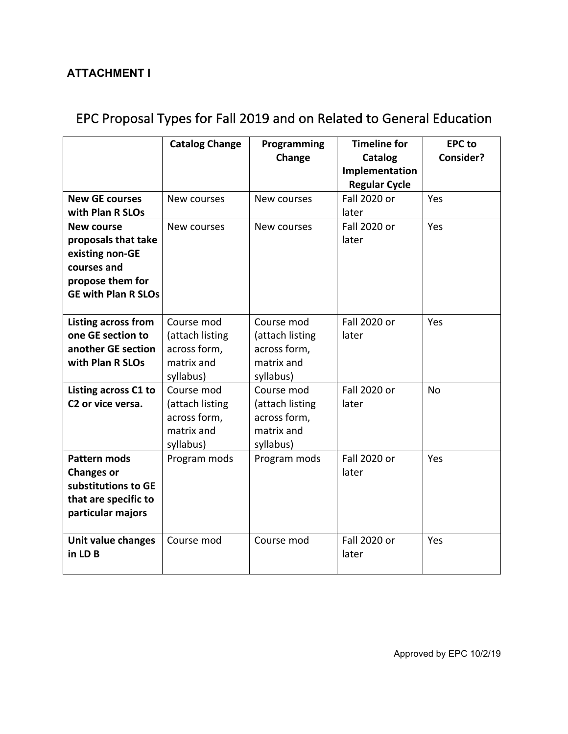**ATTACHMENT I**

# EPC Proposal Types for Fall 2019 and on Related to General Education

| | Catalog Change | Programming Change | Timeline for Catalog Implementation Regular Cycle | EPC to Consider? |
|---|---|---|---|---|
| **New GE courses with Plan R SLOs** | New courses | New courses | Fall 2020 or later | Yes |
| **New course proposals that take existing non-GE courses and propose them for GE with Plan R SLOs** | New courses | New courses | Fall 2020 or later | Yes |
| **Listing across from one GE section to another GE section with Plan R SLOs** | Course mod (attach listing across form, matrix and syllabus) | Course mod (attach listing across form, matrix and syllabus) | Fall 2020 or later | Yes |
| **Listing across C1 to C2 or vice versa.** | Course mod (attach listing across form, matrix and syllabus) | Course mod (attach listing across form, matrix and syllabus) | Fall 2020 or later | No |
| **Pattern mods Changes or substitutions to GE that are specific to particular majors** | Program mods | Program mods | Fall 2020 or later | Yes |
| **Unit value changes in LD B** | Course mod | Course mod | Fall 2020 or later | Yes |

Approved by EPC 10/2/19